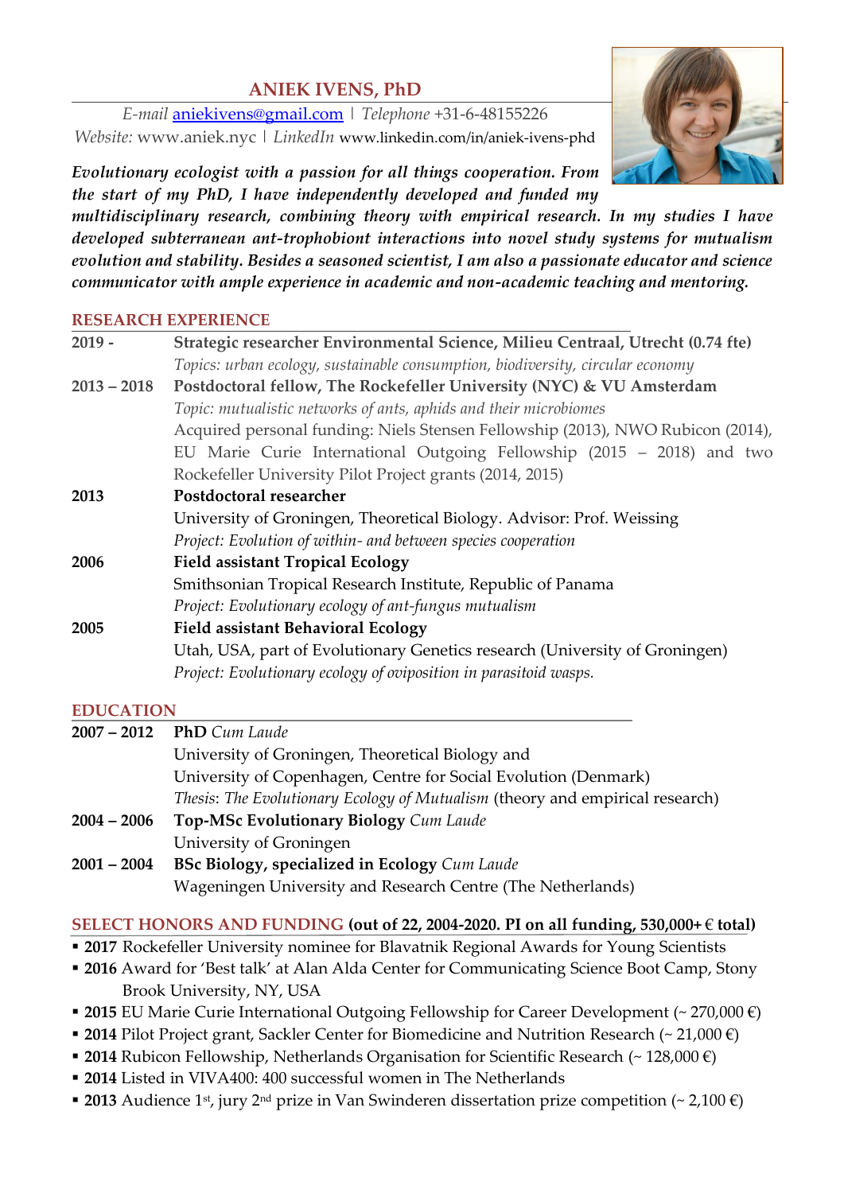# ANIEK IVENS, PhD

*E-mail* aniekivens@gmail.com | *Telephone* +31-6-48155226
*Website:* www.aniek.nyc | *LinkedIn* www.linkedin.com/in/aniek-ivens-phd

***Evolutionary ecologist with a passion for all things cooperation. From the start of my PhD, I have independently developed and funded my multidisciplinary research, combining theory with empirical research. In my studies I have developed subterranean ant-trophobiont interactions into novel study systems for mutualism evolution and stability. Besides a seasoned scientist, I am also a passionate educator and science communicator with ample experience in academic and non-academic teaching and mentoring.***

## RESEARCH EXPERIENCE

**2019 -** **Strategic researcher Environmental Science, Milieu Centraal, Utrecht (0.74 fte)**
*Topics: urban ecology, sustainable consumption, biodiversity, circular economy*

**2013 – 2018** **Postdoctoral fellow, The Rockefeller University (NYC) & VU Amsterdam**
*Topic: mutualistic networks of ants, aphids and their microbiomes*
Acquired personal funding: Niels Stensen Fellowship (2013), NWO Rubicon (2014), EU Marie Curie International Outgoing Fellowship (2015 – 2018) and two Rockefeller University Pilot Project grants (2014, 2015)

**2013** **Postdoctoral researcher**
University of Groningen, Theoretical Biology. Advisor: Prof. Weissing
*Project: Evolution of within- and between species cooperation*

**2006** **Field assistant Tropical Ecology**
Smithsonian Tropical Research Institute, Republic of Panama
*Project: Evolutionary ecology of ant-fungus mutualism*

**2005** **Field assistant Behavioral Ecology**
Utah, USA, part of Evolutionary Genetics research (University of Groningen)
*Project: Evolutionary ecology of oviposition in parasitoid wasps.*

## EDUCATION

**2007 – 2012** **PhD** *Cum Laude*
University of Groningen, Theoretical Biology and
University of Copenhagen, Centre for Social Evolution (Denmark)
*Thesis*: *The Evolutionary Ecology of Mutualism* (theory and empirical research)

**2004 – 2006** **Top-MSc Evolutionary Biology** *Cum Laude*
University of Groningen

**2001 – 2004** **BSc Biology, specialized in Ecology** *Cum Laude*
Wageningen University and Research Centre (The Netherlands)

## SELECT HONORS AND FUNDING **(out of 22, 2004-2020. PI on all funding, 530,000+ € total)**

- **2017** Rockefeller University nominee for Blavatnik Regional Awards for Young Scientists
- **2016** Award for 'Best talk' at Alan Alda Center for Communicating Science Boot Camp, Stony Brook University, NY, USA
- **2015** EU Marie Curie International Outgoing Fellowship for Career Development (~ 270,000 €)
- **2014** Pilot Project grant, Sackler Center for Biomedicine and Nutrition Research (~ 21,000 €)
- **2014** Rubicon Fellowship, Netherlands Organisation for Scientific Research (~ 128,000 €)
- **2014** Listed in VIVA400: 400 successful women in The Netherlands
- **2013** Audience 1st, jury 2nd prize in Van Swinderen dissertation prize competition (~ 2,100 €)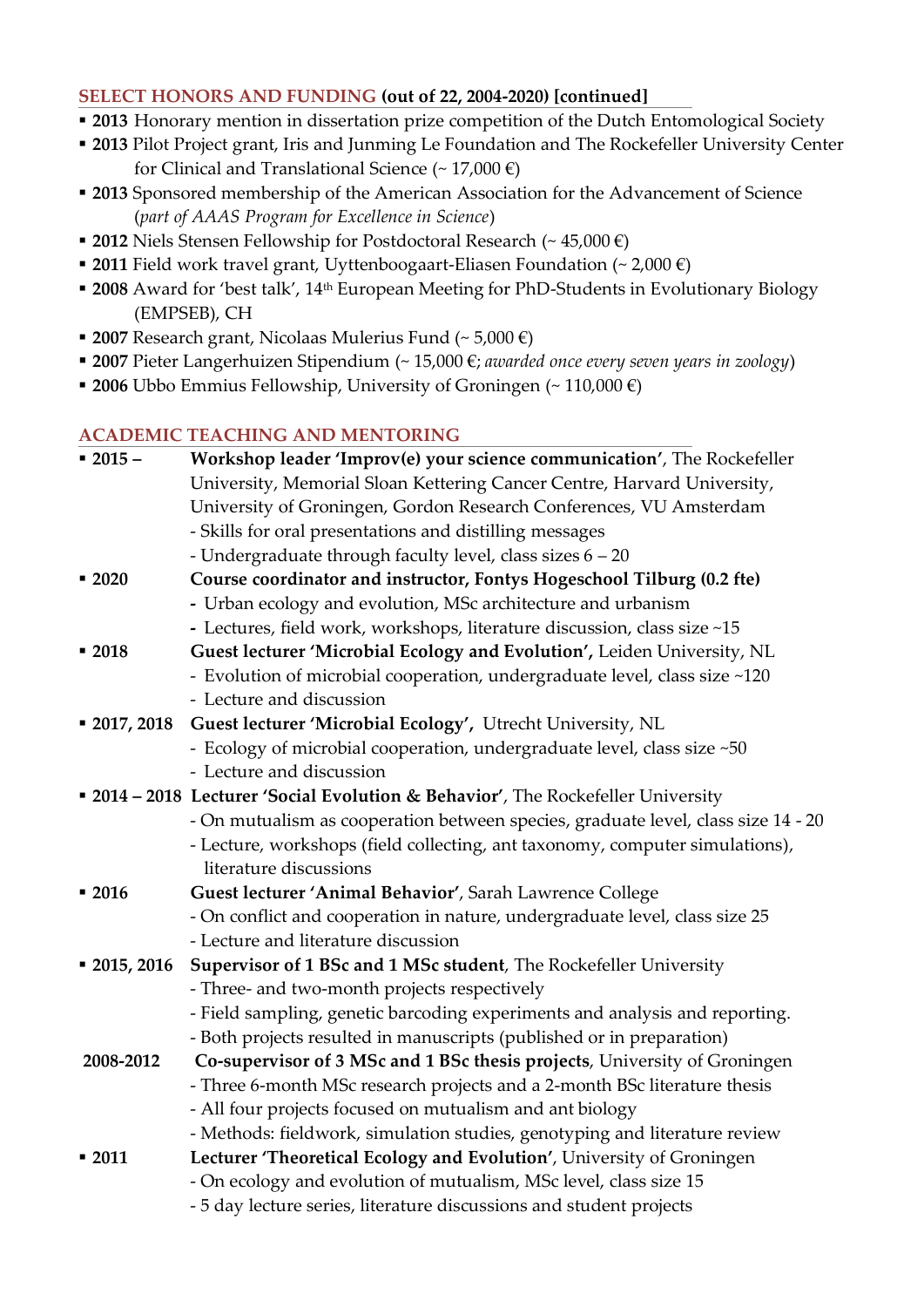## SELECT HONORS AND FUNDING (out of 22, 2004-2020) [continued]

- **2013** Honorary mention in dissertation prize competition of the Dutch Entomological Society
- **2013** Pilot Project grant, Iris and Junming Le Foundation and The Rockefeller University Center for Clinical and Translational Science (~ 17,000 €)
- **2013** Sponsored membership of the American Association for the Advancement of Science (*part of AAAS Program for Excellence in Science*)
- **2012** Niels Stensen Fellowship for Postdoctoral Research (~ 45,000 €)
- **2011** Field work travel grant, Uyttenboogaart-Eliasen Foundation (~ 2,000 €)
- **2008** Award for 'best talk', 14th European Meeting for PhD-Students in Evolutionary Biology (EMPSEB), CH
- **2007** Research grant, Nicolaas Mulerius Fund (~ 5,000 €)
- **2007** Pieter Langerhuizen Stipendium (~ 15,000 €; *awarded once every seven years in zoology*)
- **2006** Ubbo Emmius Fellowship, University of Groningen (~ 110,000 €)

## ACADEMIC TEACHING AND MENTORING

- **2015 –** **Workshop leader 'Improv(e) your science communication'**, The Rockefeller University, Memorial Sloan Kettering Cancer Centre, Harvard University, University of Groningen, Gordon Research Conferences, VU Amsterdam
  - Skills for oral presentations and distilling messages
  - Undergraduate through faculty level, class sizes 6 – 20
- **2020** **Course coordinator and instructor, Fontys Hogeschool Tilburg (0.2 fte)**
  - Urban ecology and evolution, MSc architecture and urbanism
  - Lectures, field work, workshops, literature discussion, class size ~15
- **2018** **Guest lecturer 'Microbial Ecology and Evolution',** Leiden University, NL
  - Evolution of microbial cooperation, undergraduate level, class size ~120
  - Lecture and discussion
- **2017, 2018** **Guest lecturer 'Microbial Ecology',** Utrecht University, NL
  - Ecology of microbial cooperation, undergraduate level, class size ~50
  - Lecture and discussion
- **2014 – 2018** **Lecturer 'Social Evolution & Behavior'**, The Rockefeller University
  - On mutualism as cooperation between species, graduate level, class size 14 - 20
  - Lecture, workshops (field collecting, ant taxonomy, computer simulations), literature discussions
- **2016** **Guest lecturer 'Animal Behavior'**, Sarah Lawrence College
  - On conflict and cooperation in nature, undergraduate level, class size 25
  - Lecture and literature discussion
- **2015, 2016** **Supervisor of 1 BSc and 1 MSc student**, The Rockefeller University
  - Three- and two-month projects respectively
  - Field sampling, genetic barcoding experiments and analysis and reporting.
  - Both projects resulted in manuscripts (published or in preparation)
- **2008-2012** **Co-supervisor of 3 MSc and 1 BSc thesis projects**, University of Groningen
  - Three 6-month MSc research projects and a 2-month BSc literature thesis
  - All four projects focused on mutualism and ant biology
  - Methods: fieldwork, simulation studies, genotyping and literature review
- **2011** **Lecturer 'Theoretical Ecology and Evolution'**, University of Groningen
  - On ecology and evolution of mutualism, MSc level, class size 15
  - 5 day lecture series, literature discussions and student projects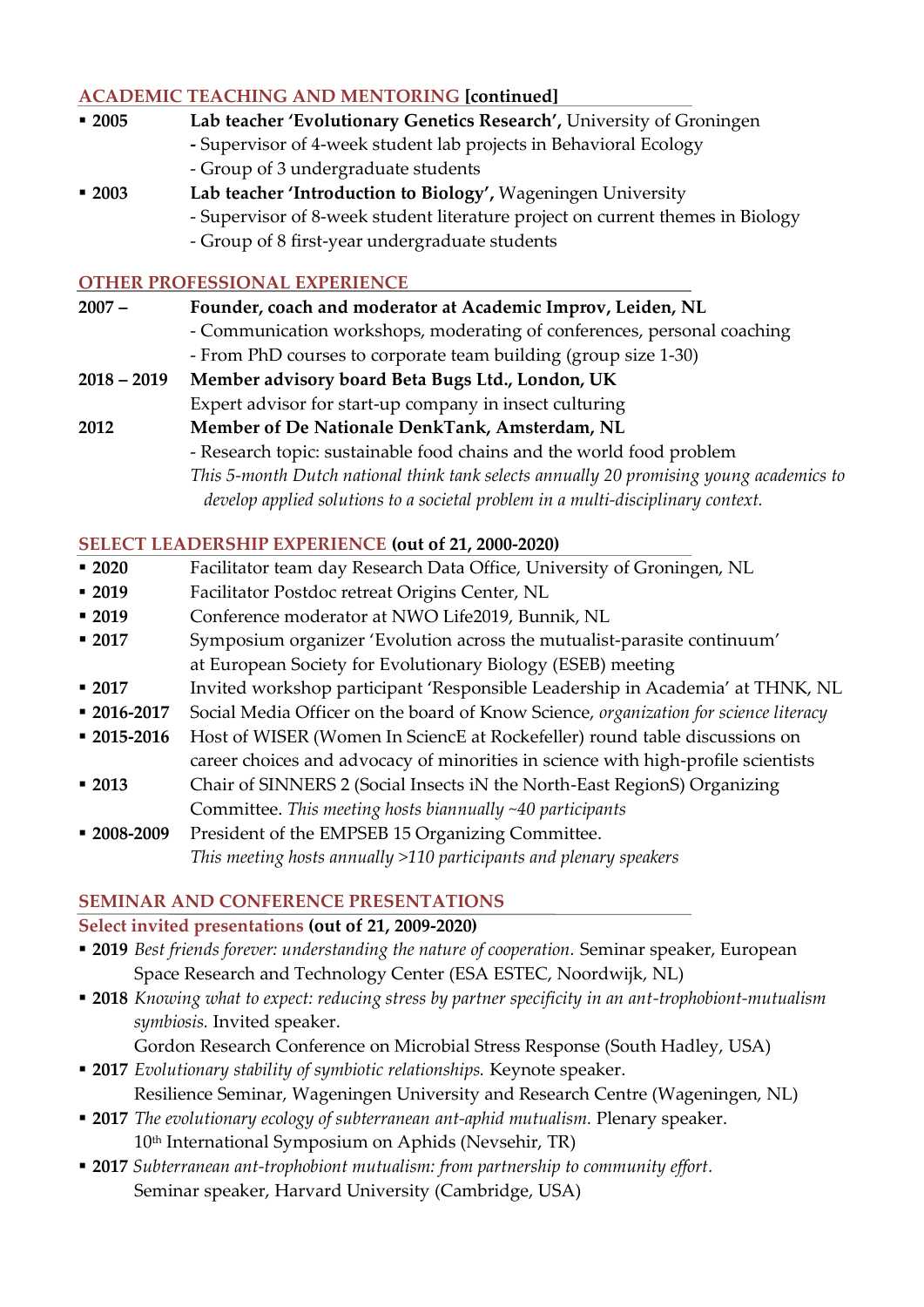## ACADEMIC TEACHING AND MENTORING [continued]

- **2005** **Lab teacher 'Evolutionary Genetics Research',** University of Groningen
  - Supervisor of 4-week student lab projects in Behavioral Ecology
  - Group of 3 undergraduate students
- **2003** **Lab teacher 'Introduction to Biology',** Wageningen University
  - Supervisor of 8-week student literature project on current themes in Biology
  - Group of 8 first-year undergraduate students

## OTHER PROFESSIONAL EXPERIENCE

**2007 –** **Founder, coach and moderator at Academic Improv, Leiden, NL**
- Communication workshops, moderating of conferences, personal coaching
- From PhD courses to corporate team building (group size 1-30)

**2018 – 2019** **Member advisory board Beta Bugs Ltd., London, UK**
Expert advisor for start-up company in insect culturing

**2012** **Member of De Nationale DenkTank, Amsterdam, NL**
- Research topic: sustainable food chains and the world food problem

*This 5-month Dutch national think tank selects annually 20 promising young academics to develop applied solutions to a societal problem in a multi-disciplinary context.*

## SELECT LEADERSHIP EXPERIENCE (out of 21, 2000-2020)

- **2020** Facilitator team day Research Data Office, University of Groningen, NL
- **2019** Facilitator Postdoc retreat Origins Center, NL
- **2019** Conference moderator at NWO Life2019, Bunnik, NL
- **2017** Symposium organizer 'Evolution across the mutualist-parasite continuum' at European Society for Evolutionary Biology (ESEB) meeting
- **2017** Invited workshop participant 'Responsible Leadership in Academia' at THNK, NL
- **2016-2017** Social Media Officer on the board of Know Science, *organization for science literacy*
- **2015-2016** Host of WISER (Women In SciencE at Rockefeller) round table discussions on career choices and advocacy of minorities in science with high-profile scientists
- **2013** Chair of SINNERS 2 (Social Insects iN the North-East RegionS) Organizing Committee. *This meeting hosts biannually ~40 participants*
- **2008-2009** President of the EMPSEB 15 Organizing Committee. *This meeting hosts annually >110 participants and plenary speakers*

## SEMINAR AND CONFERENCE PRESENTATIONS

### Select invited presentations (out of 21, 2009-2020)

- **2019** *Best friends forever: understanding the nature of cooperation.* Seminar speaker, European Space Research and Technology Center (ESA ESTEC, Noordwijk, NL)
- **2018** *Knowing what to expect: reducing stress by partner specificity in an ant-trophobiont-mutualism symbiosis.* Invited speaker.
  Gordon Research Conference on Microbial Stress Response (South Hadley, USA)
- **2017** *Evolutionary stability of symbiotic relationships.* Keynote speaker.
  Resilience Seminar, Wageningen University and Research Centre (Wageningen, NL)
- **2017** *The evolutionary ecology of subterranean ant-aphid mutualism.* Plenary speaker.
  10th International Symposium on Aphids (Nevsehir, TR)
- **2017** *Subterranean ant-trophobiont mutualism: from partnership to community effort.*
  Seminar speaker, Harvard University (Cambridge, USA)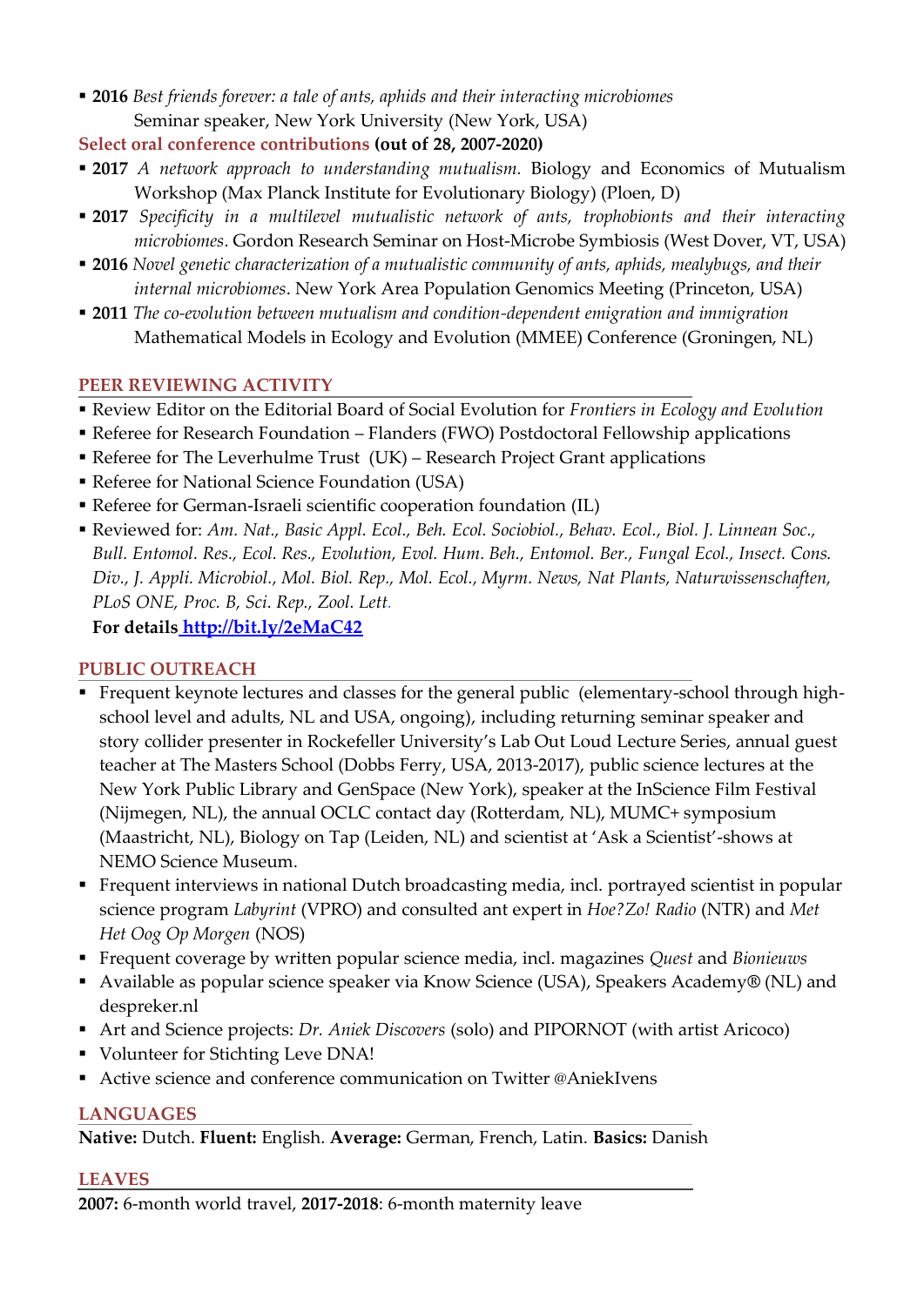- **2016** *Best friends forever: a tale of ants, aphids and their interacting microbiomes*
  Seminar speaker, New York University (New York, USA)

### Select oral conference contributions **(out of 28, 2007-2020)**

- **2017** *A network approach to understanding mutualism.* Biology and Economics of Mutualism Workshop (Max Planck Institute for Evolutionary Biology) (Ploen, D)
- **2017** *Specificity in a multilevel mutualistic network of ants, trophobionts and their interacting microbiomes*. Gordon Research Seminar on Host-Microbe Symbiosis (West Dover, VT, USA)
- **2016** *Novel genetic characterization of a mutualistic community of ants, aphids, mealybugs, and their internal microbiomes*. New York Area Population Genomics Meeting (Princeton, USA)
- **2011** *The co-evolution between mutualism and condition-dependent emigration and immigration*
  Mathematical Models in Ecology and Evolution (MMEE) Conference (Groningen, NL)

## PEER REVIEWING ACTIVITY

- Review Editor on the Editorial Board of Social Evolution for *Frontiers in Ecology and Evolution*
- Referee for Research Foundation – Flanders (FWO) Postdoctoral Fellowship applications
- Referee for The Leverhulme Trust (UK) – Research Project Grant applications
- Referee for National Science Foundation (USA)
- Referee for German-Israeli scientific cooperation foundation (IL)
- Reviewed for: *Am. Nat., Basic Appl. Ecol., Beh. Ecol. Sociobiol., Behav. Ecol., Biol. J. Linnean Soc., Bull. Entomol. Res., Ecol. Res., Evolution, Evol. Hum. Beh., Entomol. Ber., Fungal Ecol., Insect. Cons. Div., J. Appli. Microbiol., Mol. Biol. Rep., Mol. Ecol., Myrm. News, Nat Plants, Naturwissenschaften, PLoS ONE, Proc. B, Sci. Rep., Zool. Lett.*

  **For details http://bit.ly/2eMaC42**

## PUBLIC OUTREACH

- Frequent keynote lectures and classes for the general public (elementary-school through high-school level and adults, NL and USA, ongoing), including returning seminar speaker and story collider presenter in Rockefeller University's Lab Out Loud Lecture Series, annual guest teacher at The Masters School (Dobbs Ferry, USA, 2013-2017), public science lectures at the New York Public Library and GenSpace (New York), speaker at the InScience Film Festival (Nijmegen, NL), the annual OCLC contact day (Rotterdam, NL), MUMC+ symposium (Maastricht, NL), Biology on Tap (Leiden, NL) and scientist at 'Ask a Scientist'-shows at NEMO Science Museum.
- Frequent interviews in national Dutch broadcasting media, incl. portrayed scientist in popular science program *Labyrint* (VPRO) and consulted ant expert in *Hoe?Zo! Radio* (NTR) and *Met Het Oog Op Morgen* (NOS)
- Frequent coverage by written popular science media, incl. magazines *Quest* and *Bionieuws*
- Available as popular science speaker via Know Science (USA), Speakers Academy® (NL) and despreker.nl
- Art and Science projects: *Dr. Aniek Discovers* (solo) and PIPORNOT (with artist Aricoco)
- Volunteer for Stichting Leve DNA!
- Active science and conference communication on Twitter @AniekIvens

## LANGUAGES

**Native:** Dutch. **Fluent:** English. **Average:** German, French, Latin. **Basics:** Danish

## LEAVES

**2007:** 6-month world travel, **2017-2018**: 6-month maternity leave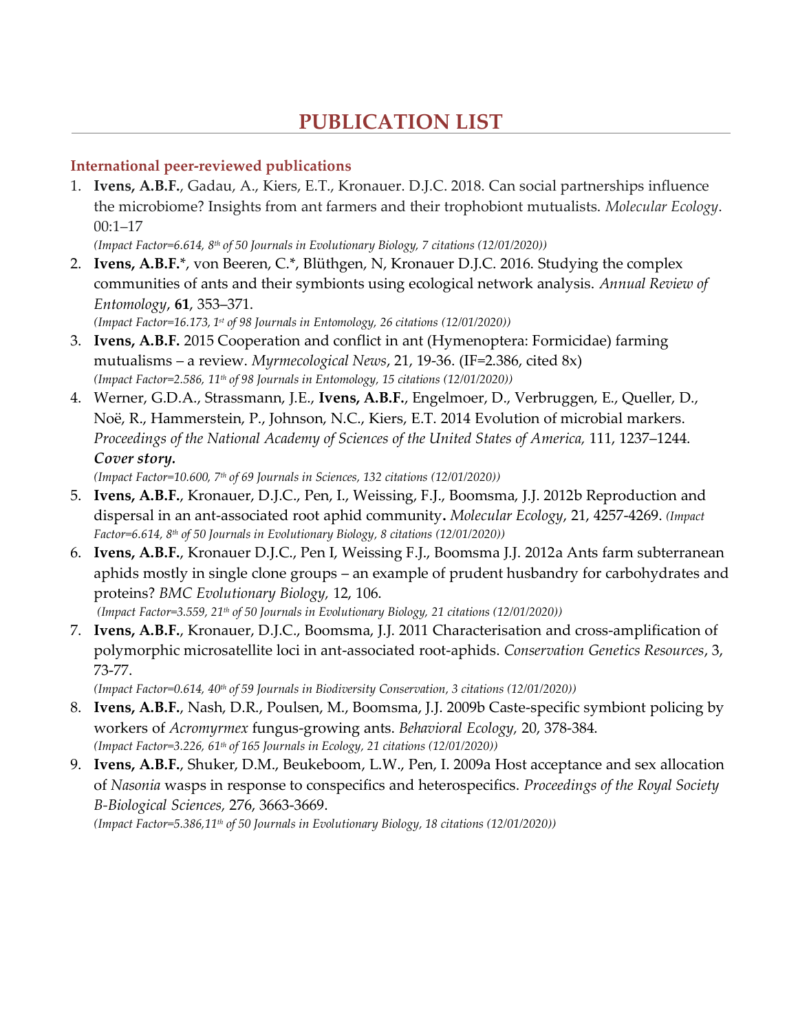# PUBLICATION LIST

## International peer-reviewed publications

1. **Ivens, A.B.F.**, Gadau, A., Kiers, E.T., Kronauer. D.J.C. 2018. Can social partnerships influence the microbiome? Insights from ant farmers and their trophobiont mutualists. *Molecular Ecology*. 00:1–17
   *(Impact Factor=6.614, 8th of 50 Journals in Evolutionary Biology, 7 citations (12/01/2020))*
2. **Ivens, A.B.F.**\*, von Beeren, C.\*, Blüthgen, N, Kronauer D.J.C. 2016. Studying the complex communities of ants and their symbionts using ecological network analysis. *Annual Review of Entomology*, **61**, 353–371.
   *(Impact Factor=16.173, 1st of 98 Journals in Entomology, 26 citations (12/01/2020))*
3. **Ivens, A.B.F.** 2015 Cooperation and conflict in ant (Hymenoptera: Formicidae) farming mutualisms – a review. *Myrmecological News*, 21, 19-36. (IF=2.386, cited 8x)
   *(Impact Factor=2.586, 11th of 98 Journals in Entomology, 15 citations (12/01/2020))*
4. Werner, G.D.A., Strassmann, J.E., **Ivens, A.B.F.**, Engelmoer, D., Verbruggen, E., Queller, D., Noë, R., Hammerstein, P., Johnson, N.C., Kiers, E.T. 2014 Evolution of microbial markers. *Proceedings of the National Academy of Sciences of the United States of America,* 111, 1237–1244. ***Cover story.***
   *(Impact Factor=10.600, 7th of 69 Journals in Sciences, 132 citations (12/01/2020))*
5. **Ivens, A.B.F.**, Kronauer, D.J.C., Pen, I., Weissing, F.J., Boomsma, J.J. 2012b Reproduction and dispersal in an ant-associated root aphid community**.** *Molecular Ecology*, 21, 4257-4269. *(Impact Factor=6.614, 8th of 50 Journals in Evolutionary Biology, 8 citations (12/01/2020))*
6. **Ivens, A.B.F.**, Kronauer D.J.C., Pen I, Weissing F.J., Boomsma J.J. 2012a Ants farm subterranean aphids mostly in single clone groups – an example of prudent husbandry for carbohydrates and proteins? *BMC Evolutionary Biology,* 12, 106.
   *(Impact Factor=3.559, 21th of 50 Journals in Evolutionary Biology, 21 citations (12/01/2020))*
7. **Ivens, A.B.F.**, Kronauer, D.J.C., Boomsma, J.J. 2011 Characterisation and cross-amplification of polymorphic microsatellite loci in ant-associated root-aphids. *Conservation Genetics Resources*, 3, 73-77.
   *(Impact Factor=0.614, 40th of 59 Journals in Biodiversity Conservation, 3 citations (12/01/2020))*
8. **Ivens, A.B.F.**, Nash, D.R., Poulsen, M., Boomsma, J.J. 2009b Caste-specific symbiont policing by workers of *Acromyrmex* fungus-growing ants. *Behavioral Ecology,* 20, 378-384.
   *(Impact Factor=3.226, 61th of 165 Journals in Ecology, 21 citations (12/01/2020))*
9. **Ivens, A.B.F.**, Shuker, D.M., Beukeboom, L.W., Pen, I. 2009a Host acceptance and sex allocation of *Nasonia* wasps in response to conspecifics and heterospecifics. *Proceedings of the Royal Society B-Biological Sciences*, 276, 3663-3669.
   *(Impact Factor=5.386,11th of 50 Journals in Evolutionary Biology, 18 citations (12/01/2020))*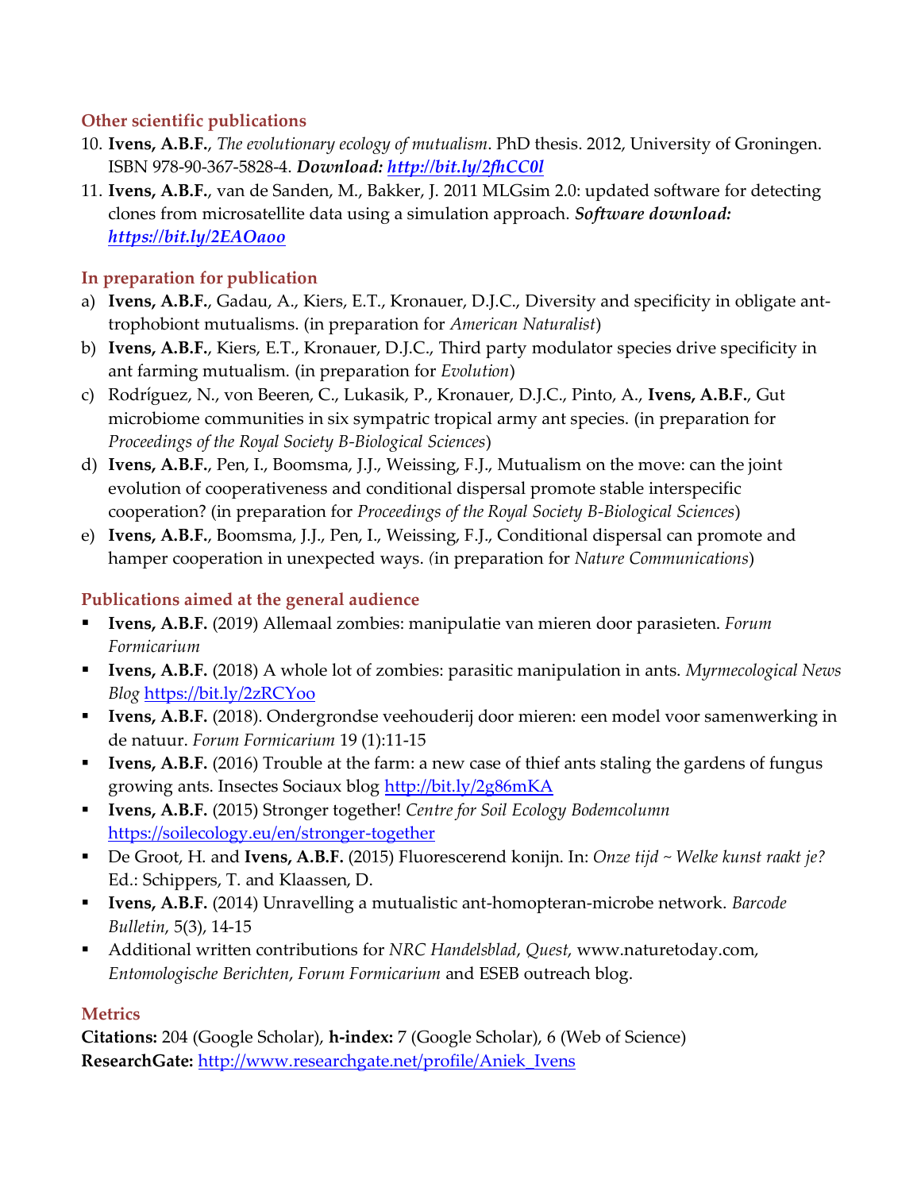### Other scientific publications

10. **Ivens, A.B.F.**, *The evolutionary ecology of mutualism*. PhD thesis. 2012, University of Groningen. ISBN 978-90-367-5828-4. ***Download: http://bit.ly/2fhCC0l***
11. **Ivens, A.B.F.**, van de Sanden, M., Bakker, J. 2011 MLGsim 2.0: updated software for detecting clones from microsatellite data using a simulation approach. ***Software download: https://bit.ly/2EAOaoo***

### In preparation for publication

a) **Ivens, A.B.F.**, Gadau, A., Kiers, E.T., Kronauer, D.J.C., Diversity and specificity in obligate ant-trophobiont mutualisms. (in preparation for *American Naturalist*)

b) **Ivens, A.B.F.**, Kiers, E.T., Kronauer, D.J.C., Third party modulator species drive specificity in ant farming mutualism. (in preparation for *Evolution*)

c) Rodríguez, N., von Beeren, C., Lukasik, P., Kronauer, D.J.C., Pinto, A., **Ivens, A.B.F.**, Gut microbiome communities in six sympatric tropical army ant species. (in preparation for *Proceedings of the Royal Society B-Biological Sciences*)

d) **Ivens, A.B.F.**, Pen, I., Boomsma, J.J., Weissing, F.J., Mutualism on the move: can the joint evolution of cooperativeness and conditional dispersal promote stable interspecific cooperation? (in preparation for *Proceedings of the Royal Society B-Biological Sciences*)

e) **Ivens, A.B.F.**, Boomsma, J.J., Pen, I., Weissing, F.J., Conditional dispersal can promote and hamper cooperation in unexpected ways. (in preparation for *Nature Communications*)

### Publications aimed at the general audience

- **Ivens, A.B.F.** (2019) Allemaal zombies: manipulatie van mieren door parasieten. *Forum Formicarium*
- **Ivens, A.B.F.** (2018) A whole lot of zombies: parasitic manipulation in ants. *Myrmecological News Blog* https://bit.ly/2zRCYoo
- **Ivens, A.B.F.** (2018). Ondergrondse veehouderij door mieren: een model voor samenwerking in de natuur. *Forum Formicarium* 19 (1):11-15
- **Ivens, A.B.F.** (2016) Trouble at the farm: a new case of thief ants staling the gardens of fungus growing ants. Insectes Sociaux blog http://bit.ly/2g86mKA
- **Ivens, A.B.F.** (2015) Stronger together! *Centre for Soil Ecology Bodemcolumn* https://soilecology.eu/en/stronger-together
- De Groot, H. and **Ivens, A.B.F.** (2015) Fluorescerend konijn. In: *Onze tijd ~ Welke kunst raakt je?* Ed.: Schippers, T. and Klaassen, D.
- **Ivens, A.B.F.** (2014) Unravelling a mutualistic ant-homopteran-microbe network. *Barcode Bulletin*, 5(3), 14-15
- Additional written contributions for *NRC Handelsblad*, *Quest*, www.naturetoday.com, *Entomologische Berichten*, *Forum Formicarium* and ESEB outreach blog.

### Metrics

**Citations:** 204 (Google Scholar), **h-index:** 7 (Google Scholar), 6 (Web of Science)
**ResearchGate:** http://www.researchgate.net/profile/Aniek_Ivens